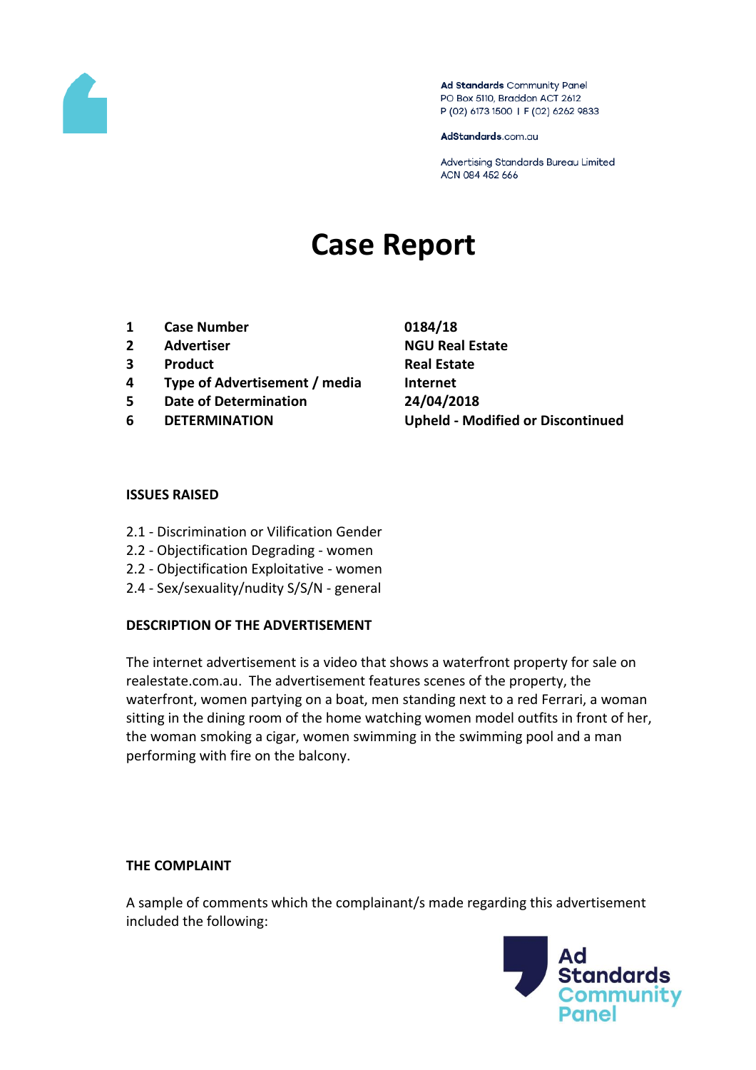Ad Standards Community Panel
PO Box 5110, Braddon ACT 2612
P (02) 6173 1500 | F (02) 6262 9833

AdStandards.com.au

Advertising Standards Bureau Limited
ACN 084 452 666

# Case Report

| | | |
|---|---|---|
| 1 | Case Number | 0184/18 |
| 2 | Advertiser | NGU Real Estate |
| 3 | Product | Real Estate |
| 4 | Type of Advertisement / media | Internet |
| 5 | Date of Determination | 24/04/2018 |
| 6 | DETERMINATION | Upheld - Modified or Discontinued |

**ISSUES RAISED**

2.1 - Discrimination or Vilification Gender
2.2 - Objectification Degrading - women
2.2 - Objectification Exploitative - women
2.4 - Sex/sexuality/nudity S/S/N - general

**DESCRIPTION OF THE ADVERTISEMENT**

The internet advertisement is a video that shows a waterfront property for sale on realestate.com.au. The advertisement features scenes of the property, the waterfront, women partying on a boat, men standing next to a red Ferrari, a woman sitting in the dining room of the home watching women model outfits in front of her, the woman smoking a cigar, women swimming in the swimming pool and a man performing with fire on the balcony.

**THE COMPLAINT**

A sample of comments which the complainant/s made regarding this advertisement included the following: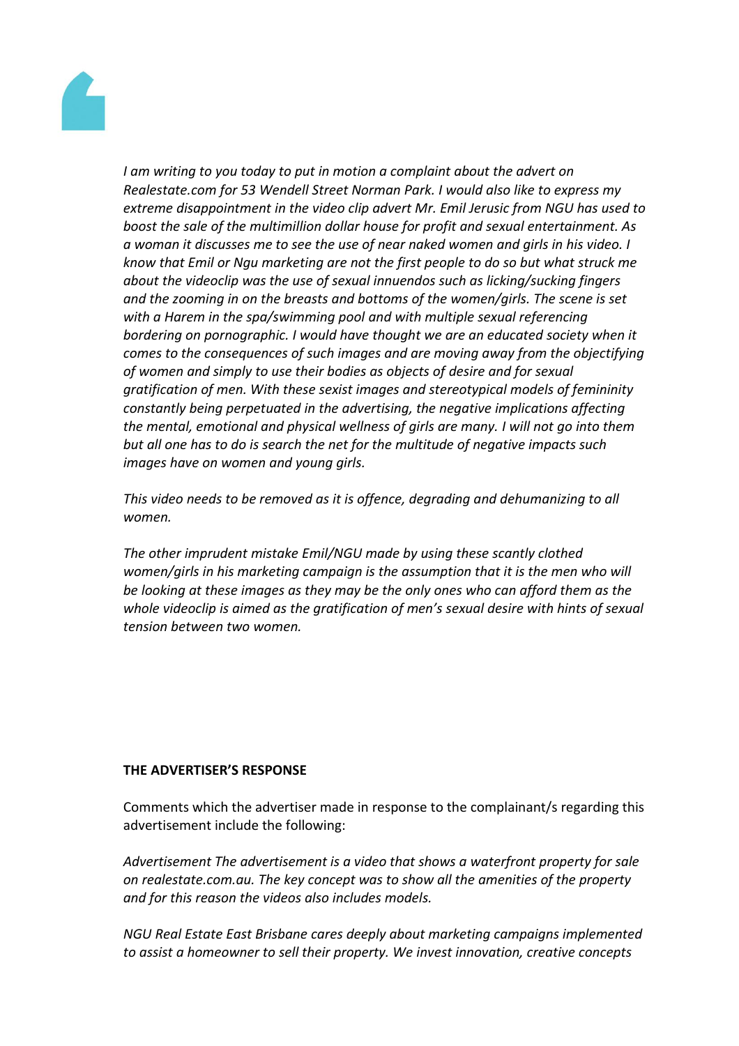*I am writing to you today to put in motion a complaint about the advert on Realestate.com for 53 Wendell Street Norman Park. I would also like to express my extreme disappointment in the video clip advert Mr. Emil Jerusic from NGU has used to boost the sale of the multimillion dollar house for profit and sexual entertainment. As a woman it discusses me to see the use of near naked women and girls in his video. I know that Emil or Ngu marketing are not the first people to do so but what struck me about the videoclip was the use of sexual innuendos such as licking/sucking fingers and the zooming in on the breasts and bottoms of the women/girls. The scene is set with a Harem in the spa/swimming pool and with multiple sexual referencing bordering on pornographic. I would have thought we are an educated society when it comes to the consequences of such images and are moving away from the objectifying of women and simply to use their bodies as objects of desire and for sexual gratification of men. With these sexist images and stereotypical models of femininity constantly being perpetuated in the advertising, the negative implications affecting the mental, emotional and physical wellness of girls are many. I will not go into them but all one has to do is search the net for the multitude of negative impacts such images have on women and young girls.*

*This video needs to be removed as it is offence, degrading and dehumanizing to all women.*

*The other imprudent mistake Emil/NGU made by using these scantly clothed women/girls in his marketing campaign is the assumption that it is the men who will be looking at these images as they may be the only ones who can afford them as the whole videoclip is aimed as the gratification of men's sexual desire with hints of sexual tension between two women.*

**THE ADVERTISER'S RESPONSE**

Comments which the advertiser made in response to the complainant/s regarding this advertisement include the following:

*Advertisement The advertisement is a video that shows a waterfront property for sale on realestate.com.au. The key concept was to show all the amenities of the property and for this reason the videos also includes models.*

*NGU Real Estate East Brisbane cares deeply about marketing campaigns implemented to assist a homeowner to sell their property. We invest innovation, creative concepts*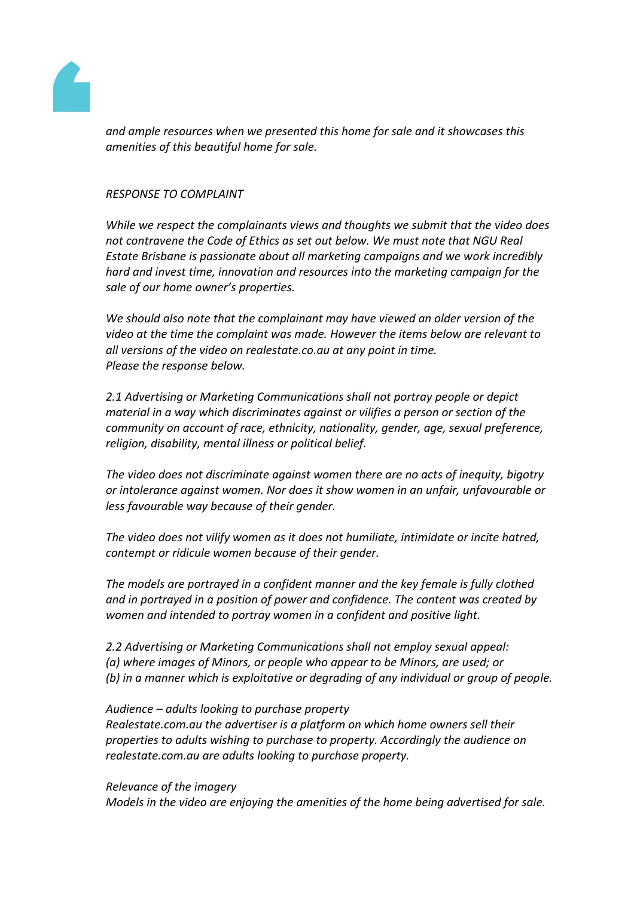*and ample resources when we presented this home for sale and it showcases this amenities of this beautiful home for sale.*

*RESPONSE TO COMPLAINT*

*While we respect the complainants views and thoughts we submit that the video does not contravene the Code of Ethics as set out below. We must note that NGU Real Estate Brisbane is passionate about all marketing campaigns and we work incredibly hard and invest time, innovation and resources into the marketing campaign for the sale of our home owner's properties.*

*We should also note that the complainant may have viewed an older version of the video at the time the complaint was made. However the items below are relevant to all versions of the video on realestate.co.au at any point in time.*
*Please the response below.*

*2.1 Advertising or Marketing Communications shall not portray people or depict material in a way which discriminates against or vilifies a person or section of the community on account of race, ethnicity, nationality, gender, age, sexual preference, religion, disability, mental illness or political belief.*

*The video does not discriminate against women there are no acts of inequity, bigotry or intolerance against women. Nor does it show women in an unfair, unfavourable or less favourable way because of their gender.*

*The video does not vilify women as it does not humiliate, intimidate or incite hatred, contempt or ridicule women because of their gender.*

*The models are portrayed in a confident manner and the key female is fully clothed and in portrayed in a position of power and confidence. The content was created by women and intended to portray women in a confident and positive light.*

*2.2 Advertising or Marketing Communications shall not employ sexual appeal:*
*(a) where images of Minors, or people who appear to be Minors, are used; or*
*(b) in a manner which is exploitative or degrading of any individual or group of people.*

*Audience – adults looking to purchase property*
*Realestate.com.au the advertiser is a platform on which home owners sell their properties to adults wishing to purchase to property. Accordingly the audience on realestate.com.au are adults looking to purchase property.*

*Relevance of the imagery*
*Models in the video are enjoying the amenities of the home being advertised for sale.*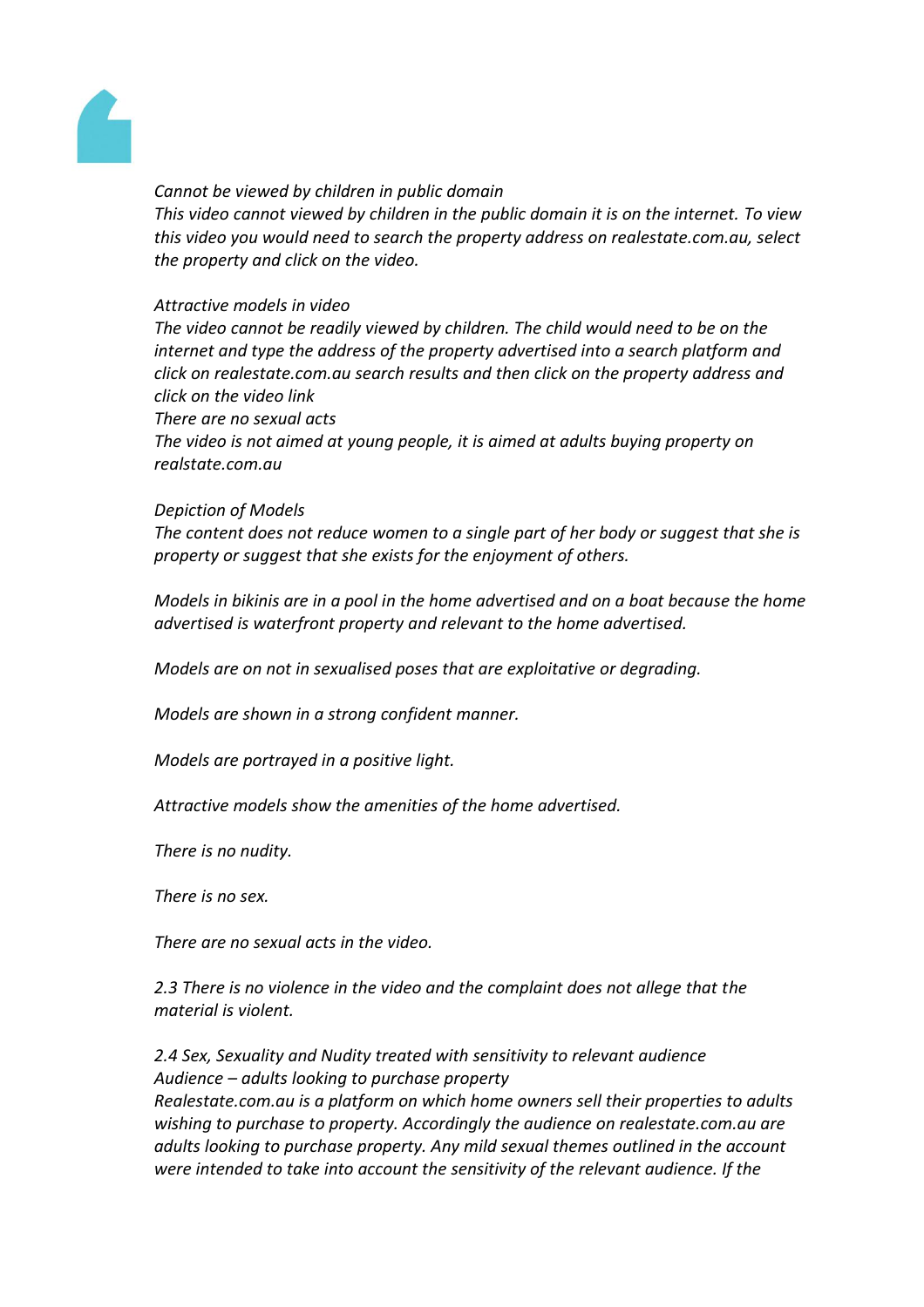*Cannot be viewed by children in public domain*
*This video cannot viewed by children in the public domain it is on the internet. To view this video you would need to search the property address on realestate.com.au, select the property and click on the video.*

*Attractive models in video*
*The video cannot be readily viewed by children. The child would need to be on the internet and type the address of the property advertised into a search platform and click on realestate.com.au search results and then click on the property address and click on the video link*
*There are no sexual acts*
*The video is not aimed at young people, it is aimed at adults buying property on realstate.com.au*

*Depiction of Models*
*The content does not reduce women to a single part of her body or suggest that she is property or suggest that she exists for the enjoyment of others.*

*Models in bikinis are in a pool in the home advertised and on a boat because the home advertised is waterfront property and relevant to the home advertised.*

*Models are on not in sexualised poses that are exploitative or degrading.*

*Models are shown in a strong confident manner.*

*Models are portrayed in a positive light.*

*Attractive models show the amenities of the home advertised.*

*There is no nudity.*

*There is no sex.*

*There are no sexual acts in the video.*

*2.3 There is no violence in the video and the complaint does not allege that the material is violent.*

*2.4 Sex, Sexuality and Nudity treated with sensitivity to relevant audience*
*Audience – adults looking to purchase property*
*Realestate.com.au is a platform on which home owners sell their properties to adults wishing to purchase to property. Accordingly the audience on realestate.com.au are adults looking to purchase property. Any mild sexual themes outlined in the account were intended to take into account the sensitivity of the relevant audience. If the*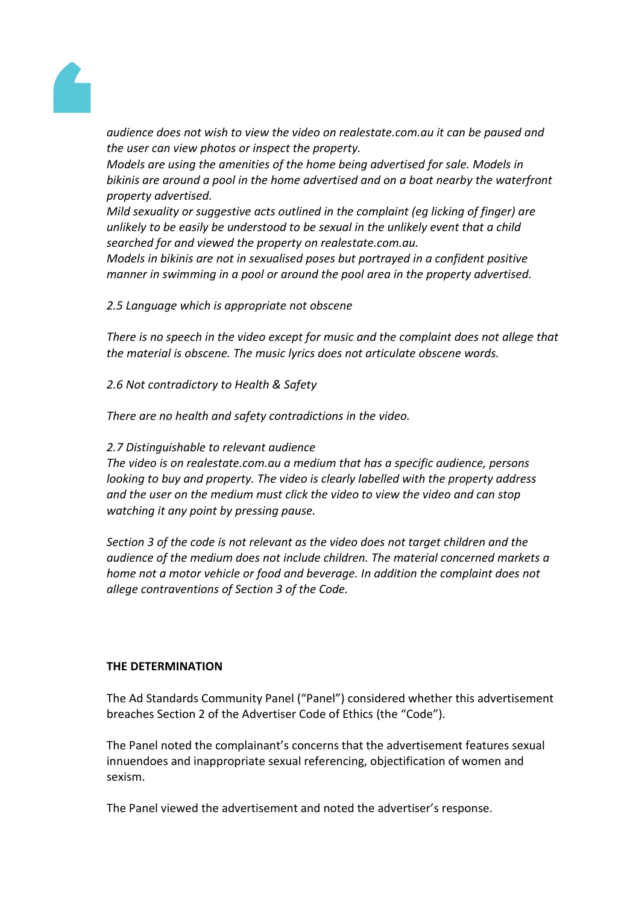*audience does not wish to view the video on realestate.com.au it can be paused and the user can view photos or inspect the property.*
*Models are using the amenities of the home being advertised for sale. Models in bikinis are around a pool in the home advertised and on a boat nearby the waterfront property advertised.*
*Mild sexuality or suggestive acts outlined in the complaint (eg licking of finger) are unlikely to be easily be understood to be sexual in the unlikely event that a child searched for and viewed the property on realestate.com.au.*
*Models in bikinis are not in sexualised poses but portrayed in a confident positive manner in swimming in a pool or around the pool area in the property advertised.*

*2.5 Language which is appropriate not obscene*

*There is no speech in the video except for music and the complaint does not allege that the material is obscene. The music lyrics does not articulate obscene words.*

*2.6 Not contradictory to Health & Safety*

*There are no health and safety contradictions in the video.*

*2.7 Distinguishable to relevant audience*
*The video is on realestate.com.au a medium that has a specific audience, persons looking to buy and property. The video is clearly labelled with the property address and the user on the medium must click the video to view the video and can stop watching it any point by pressing pause.*

*Section 3 of the code is not relevant as the video does not target children and the audience of the medium does not include children. The material concerned markets a home not a motor vehicle or food and beverage. In addition the complaint does not allege contraventions of Section 3 of the Code.*

**THE DETERMINATION**

The Ad Standards Community Panel ("Panel") considered whether this advertisement breaches Section 2 of the Advertiser Code of Ethics (the "Code").

The Panel noted the complainant's concerns that the advertisement features sexual innuendoes and inappropriate sexual referencing, objectification of women and sexism.

The Panel viewed the advertisement and noted the advertiser's response.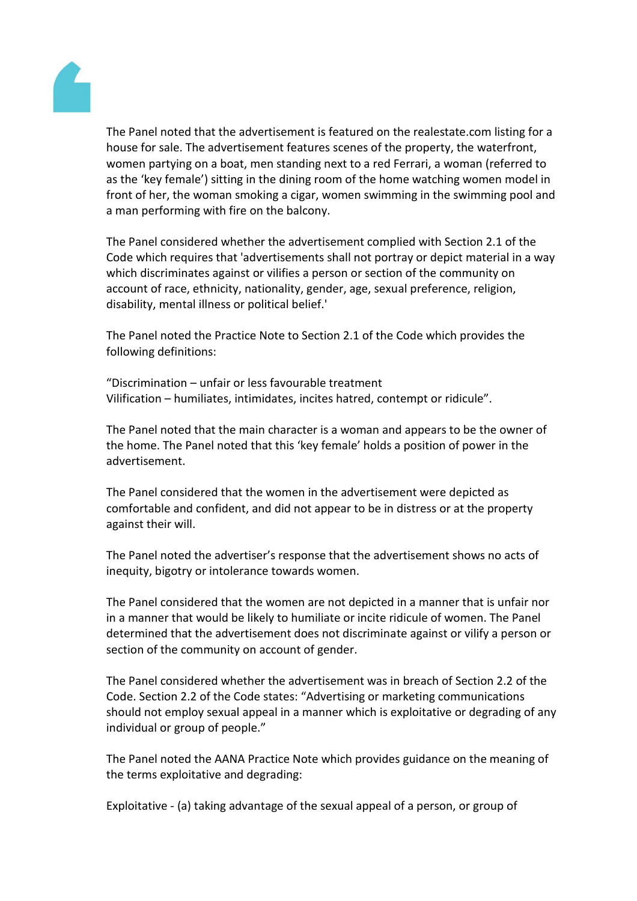The Panel noted that the advertisement is featured on the realestate.com listing for a house for sale. The advertisement features scenes of the property, the waterfront, women partying on a boat, men standing next to a red Ferrari, a woman (referred to as the 'key female') sitting in the dining room of the home watching women model in front of her, the woman smoking a cigar, women swimming in the swimming pool and a man performing with fire on the balcony.

The Panel considered whether the advertisement complied with Section 2.1 of the Code which requires that 'advertisements shall not portray or depict material in a way which discriminates against or vilifies a person or section of the community on account of race, ethnicity, nationality, gender, age, sexual preference, religion, disability, mental illness or political belief.'

The Panel noted the Practice Note to Section 2.1 of the Code which provides the following definitions:

"Discrimination – unfair or less favourable treatment
Vilification – humiliates, intimidates, incites hatred, contempt or ridicule".

The Panel noted that the main character is a woman and appears to be the owner of the home. The Panel noted that this 'key female' holds a position of power in the advertisement.

The Panel considered that the women in the advertisement were depicted as comfortable and confident, and did not appear to be in distress or at the property against their will.

The Panel noted the advertiser's response that the advertisement shows no acts of inequity, bigotry or intolerance towards women.

The Panel considered that the women are not depicted in a manner that is unfair nor in a manner that would be likely to humiliate or incite ridicule of women. The Panel determined that the advertisement does not discriminate against or vilify a person or section of the community on account of gender.

The Panel considered whether the advertisement was in breach of Section 2.2 of the Code. Section 2.2 of the Code states: "Advertising or marketing communications should not employ sexual appeal in a manner which is exploitative or degrading of any individual or group of people."

The Panel noted the AANA Practice Note which provides guidance on the meaning of the terms exploitative and degrading:

Exploitative - (a) taking advantage of the sexual appeal of a person, or group of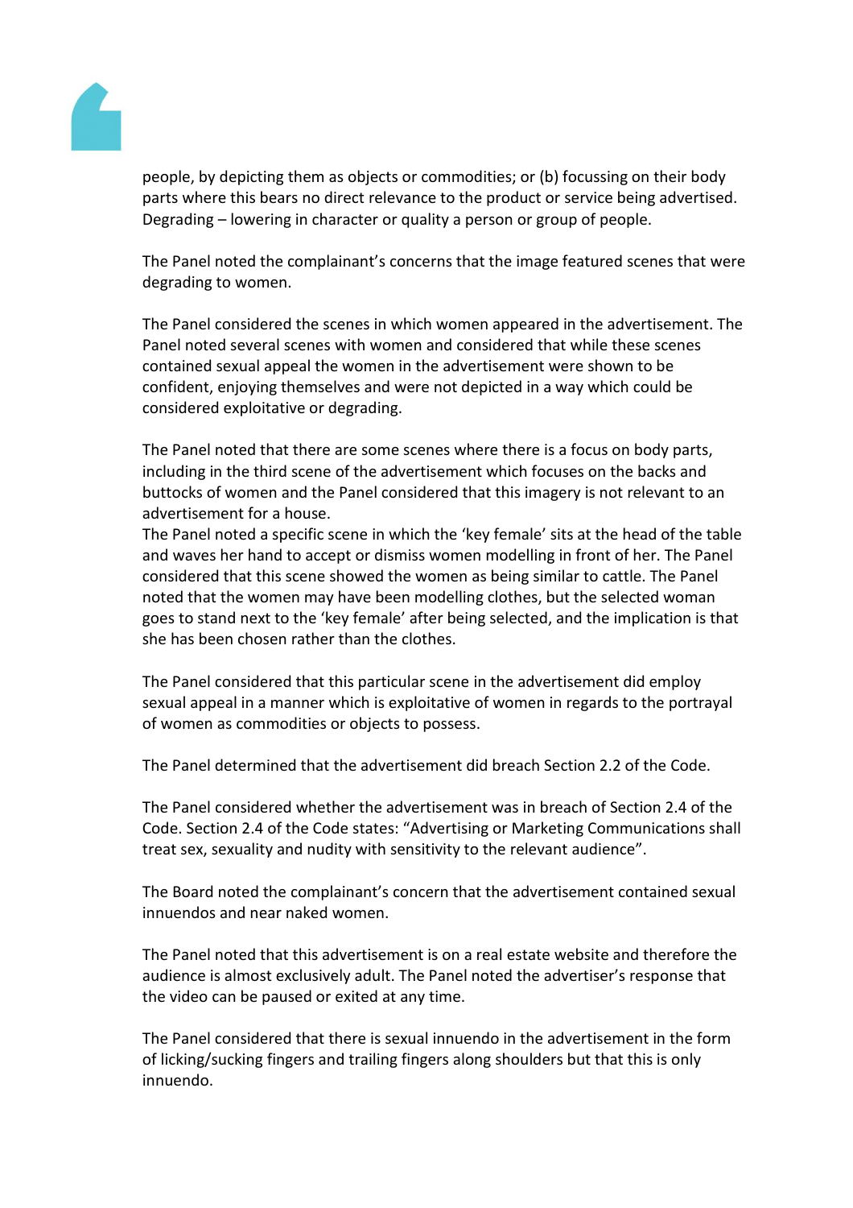people, by depicting them as objects or commodities; or (b) focussing on their body parts where this bears no direct relevance to the product or service being advertised. Degrading – lowering in character or quality a person or group of people.

The Panel noted the complainant's concerns that the image featured scenes that were degrading to women.

The Panel considered the scenes in which women appeared in the advertisement. The Panel noted several scenes with women and considered that while these scenes contained sexual appeal the women in the advertisement were shown to be confident, enjoying themselves and were not depicted in a way which could be considered exploitative or degrading.

The Panel noted that there are some scenes where there is a focus on body parts, including in the third scene of the advertisement which focuses on the backs and buttocks of women and the Panel considered that this imagery is not relevant to an advertisement for a house.
The Panel noted a specific scene in which the 'key female' sits at the head of the table and waves her hand to accept or dismiss women modelling in front of her. The Panel considered that this scene showed the women as being similar to cattle. The Panel noted that the women may have been modelling clothes, but the selected woman goes to stand next to the 'key female' after being selected, and the implication is that she has been chosen rather than the clothes.

The Panel considered that this particular scene in the advertisement did employ sexual appeal in a manner which is exploitative of women in regards to the portrayal of women as commodities or objects to possess.

The Panel determined that the advertisement did breach Section 2.2 of the Code.

The Panel considered whether the advertisement was in breach of Section 2.4 of the Code. Section 2.4 of the Code states: "Advertising or Marketing Communications shall treat sex, sexuality and nudity with sensitivity to the relevant audience".

The Board noted the complainant's concern that the advertisement contained sexual innuendos and near naked women.

The Panel noted that this advertisement is on a real estate website and therefore the audience is almost exclusively adult. The Panel noted the advertiser's response that the video can be paused or exited at any time.

The Panel considered that there is sexual innuendo in the advertisement in the form of licking/sucking fingers and trailing fingers along shoulders but that this is only innuendo.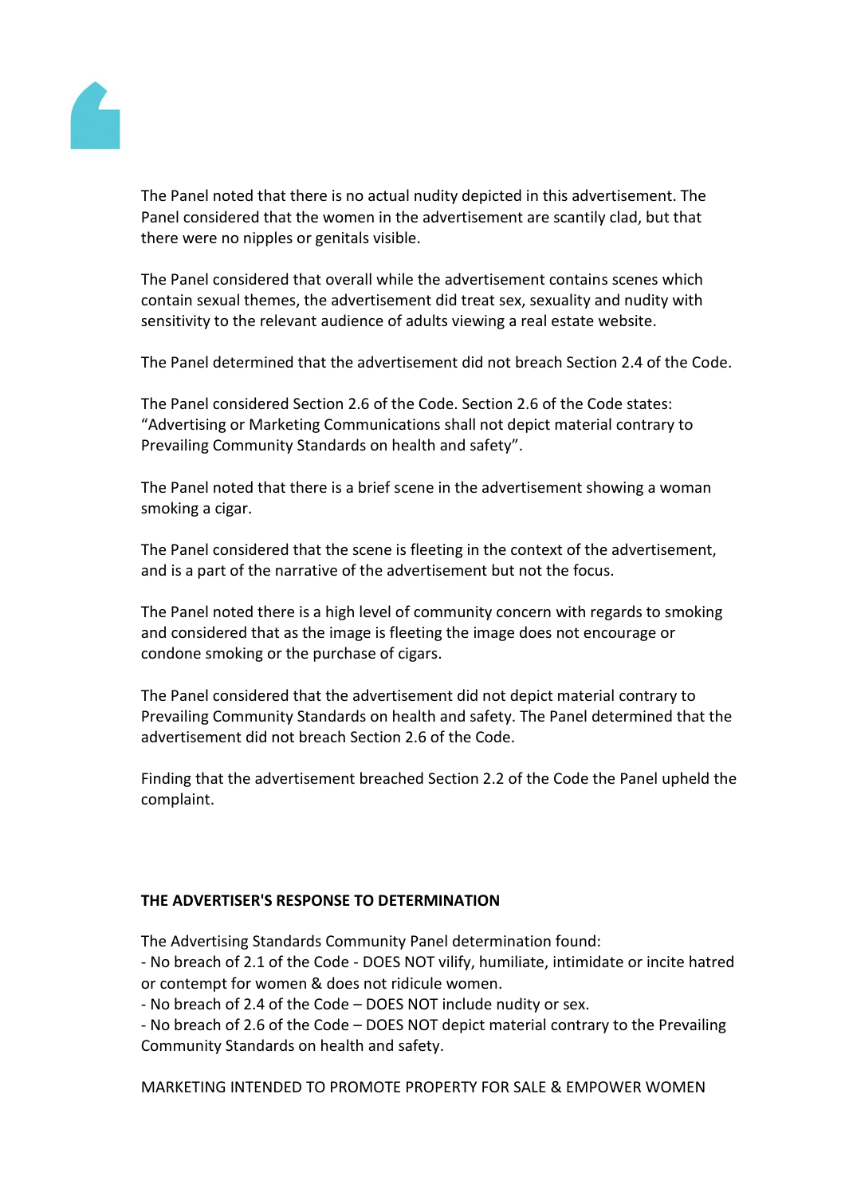The Panel noted that there is no actual nudity depicted in this advertisement. The Panel considered that the women in the advertisement are scantily clad, but that there were no nipples or genitals visible.

The Panel considered that overall while the advertisement contains scenes which contain sexual themes, the advertisement did treat sex, sexuality and nudity with sensitivity to the relevant audience of adults viewing a real estate website.

The Panel determined that the advertisement did not breach Section 2.4 of the Code.

The Panel considered Section 2.6 of the Code. Section 2.6 of the Code states: "Advertising or Marketing Communications shall not depict material contrary to Prevailing Community Standards on health and safety".

The Panel noted that there is a brief scene in the advertisement showing a woman smoking a cigar.

The Panel considered that the scene is fleeting in the context of the advertisement, and is a part of the narrative of the advertisement but not the focus.

The Panel noted there is a high level of community concern with regards to smoking and considered that as the image is fleeting the image does not encourage or condone smoking or the purchase of cigars.

The Panel considered that the advertisement did not depict material contrary to Prevailing Community Standards on health and safety. The Panel determined that the advertisement did not breach Section 2.6 of the Code.

Finding that the advertisement breached Section 2.2 of the Code the Panel upheld the complaint.

**THE ADVERTISER'S RESPONSE TO DETERMINATION**

The Advertising Standards Community Panel determination found:
- No breach of 2.1 of the Code - DOES NOT vilify, humiliate, intimidate or incite hatred or contempt for women & does not ridicule women.
- No breach of 2.4 of the Code – DOES NOT include nudity or sex.
- No breach of 2.6 of the Code – DOES NOT depict material contrary to the Prevailing Community Standards on health and safety.

MARKETING INTENDED TO PROMOTE PROPERTY FOR SALE & EMPOWER WOMEN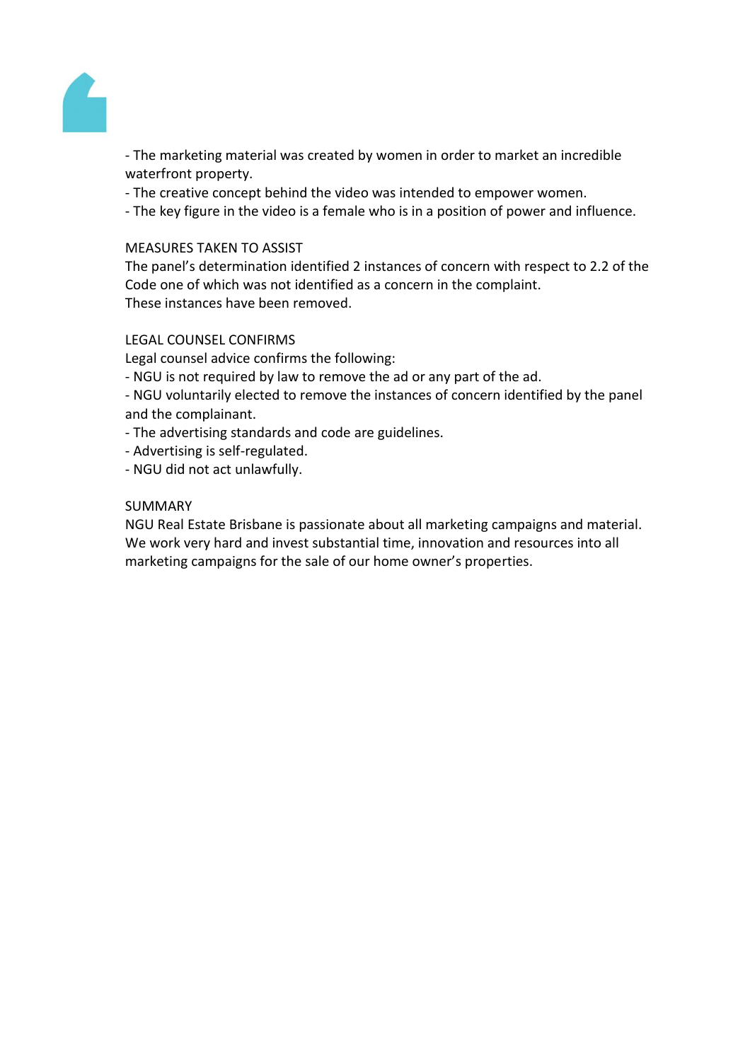- The marketing material was created by women in order to market an incredible waterfront property.
- The creative concept behind the video was intended to empower women.
- The key figure in the video is a female who is in a position of power and influence.

MEASURES TAKEN TO ASSIST

The panel's determination identified 2 instances of concern with respect to 2.2 of the Code one of which was not identified as a concern in the complaint.
These instances have been removed.

LEGAL COUNSEL CONFIRMS

Legal counsel advice confirms the following:
- NGU is not required by law to remove the ad or any part of the ad.
- NGU voluntarily elected to remove the instances of concern identified by the panel and the complainant.
- The advertising standards and code are guidelines.
- Advertising is self-regulated.
- NGU did not act unlawfully.

SUMMARY

NGU Real Estate Brisbane is passionate about all marketing campaigns and material. We work very hard and invest substantial time, innovation and resources into all marketing campaigns for the sale of our home owner's properties.